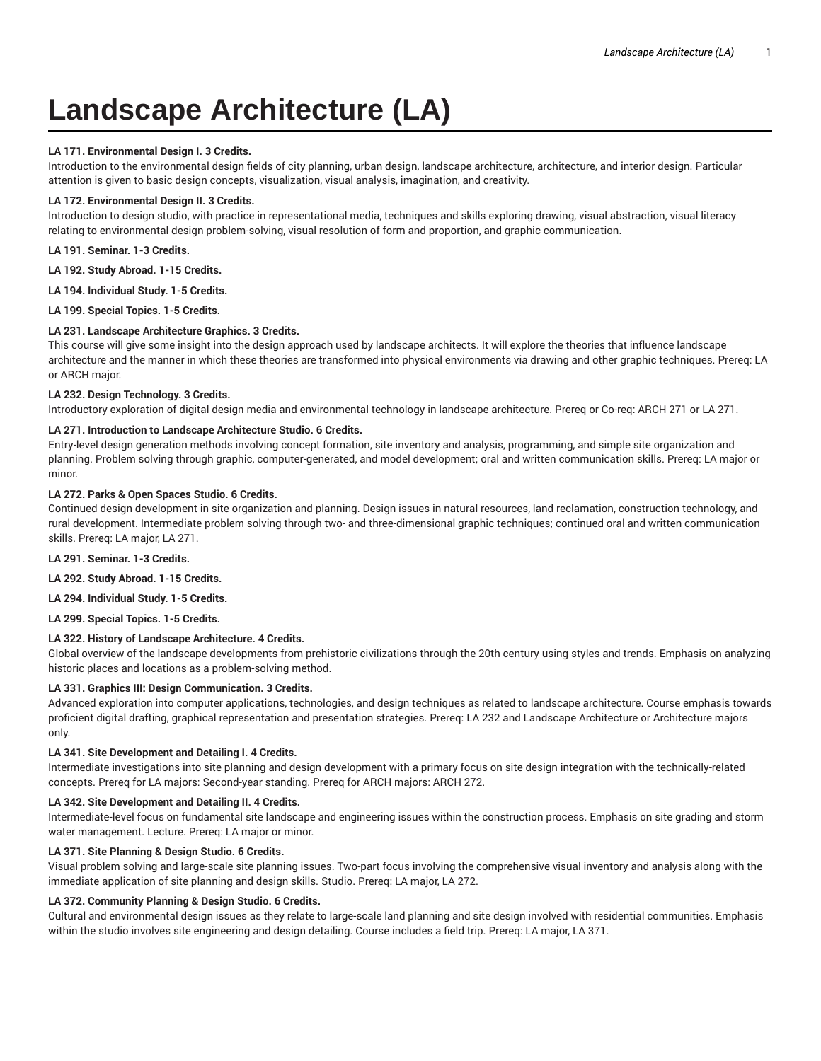# Landscape Architecture (LA)

**LA 171. Environmental Design I. 3 Credits.**
Introduction to the environmental design fields of city planning, urban design, landscape architecture, architecture, and interior design. Particular attention is given to basic design concepts, visualization, visual analysis, imagination, and creativity.

**LA 172. Environmental Design II. 3 Credits.**
Introduction to design studio, with practice in representational media, techniques and skills exploring drawing, visual abstraction, visual literacy relating to environmental design problem-solving, visual resolution of form and proportion, and graphic communication.

**LA 191. Seminar. 1-3 Credits.**

**LA 192. Study Abroad. 1-15 Credits.**

**LA 194. Individual Study. 1-5 Credits.**

**LA 199. Special Topics. 1-5 Credits.**

**LA 231. Landscape Architecture Graphics. 3 Credits.**
This course will give some insight into the design approach used by landscape architects. It will explore the theories that influence landscape architecture and the manner in which these theories are transformed into physical environments via drawing and other graphic techniques. Prereq: LA or ARCH major.

**LA 232. Design Technology. 3 Credits.**
Introductory exploration of digital design media and environmental technology in landscape architecture. Prereq or Co-req: ARCH 271 or LA 271.

**LA 271. Introduction to Landscape Architecture Studio. 6 Credits.**
Entry-level design generation methods involving concept formation, site inventory and analysis, programming, and simple site organization and planning. Problem solving through graphic, computer-generated, and model development; oral and written communication skills. Prereq: LA major or minor.

**LA 272. Parks & Open Spaces Studio. 6 Credits.**
Continued design development in site organization and planning. Design issues in natural resources, land reclamation, construction technology, and rural development. Intermediate problem solving through two- and three-dimensional graphic techniques; continued oral and written communication skills. Prereq: LA major, LA 271.

**LA 291. Seminar. 1-3 Credits.**

**LA 292. Study Abroad. 1-15 Credits.**

**LA 294. Individual Study. 1-5 Credits.**

**LA 299. Special Topics. 1-5 Credits.**

**LA 322. History of Landscape Architecture. 4 Credits.**
Global overview of the landscape developments from prehistoric civilizations through the 20th century using styles and trends. Emphasis on analyzing historic places and locations as a problem-solving method.

**LA 331. Graphics III: Design Communication. 3 Credits.**
Advanced exploration into computer applications, technologies, and design techniques as related to landscape architecture. Course emphasis towards proficient digital drafting, graphical representation and presentation strategies. Prereq: LA 232 and Landscape Architecture or Architecture majors only.

**LA 341. Site Development and Detailing I. 4 Credits.**
Intermediate investigations into site planning and design development with a primary focus on site design integration with the technically-related concepts. Prereq for LA majors: Second-year standing. Prereq for ARCH majors: ARCH 272.

**LA 342. Site Development and Detailing II. 4 Credits.**
Intermediate-level focus on fundamental site landscape and engineering issues within the construction process. Emphasis on site grading and storm water management. Lecture. Prereq: LA major or minor.

**LA 371. Site Planning & Design Studio. 6 Credits.**
Visual problem solving and large-scale site planning issues. Two-part focus involving the comprehensive visual inventory and analysis along with the immediate application of site planning and design skills. Studio. Prereq: LA major, LA 272.

**LA 372. Community Planning & Design Studio. 6 Credits.**
Cultural and environmental design issues as they relate to large-scale land planning and site design involved with residential communities. Emphasis within the studio involves site engineering and design detailing. Course includes a field trip. Prereq: LA major, LA 371.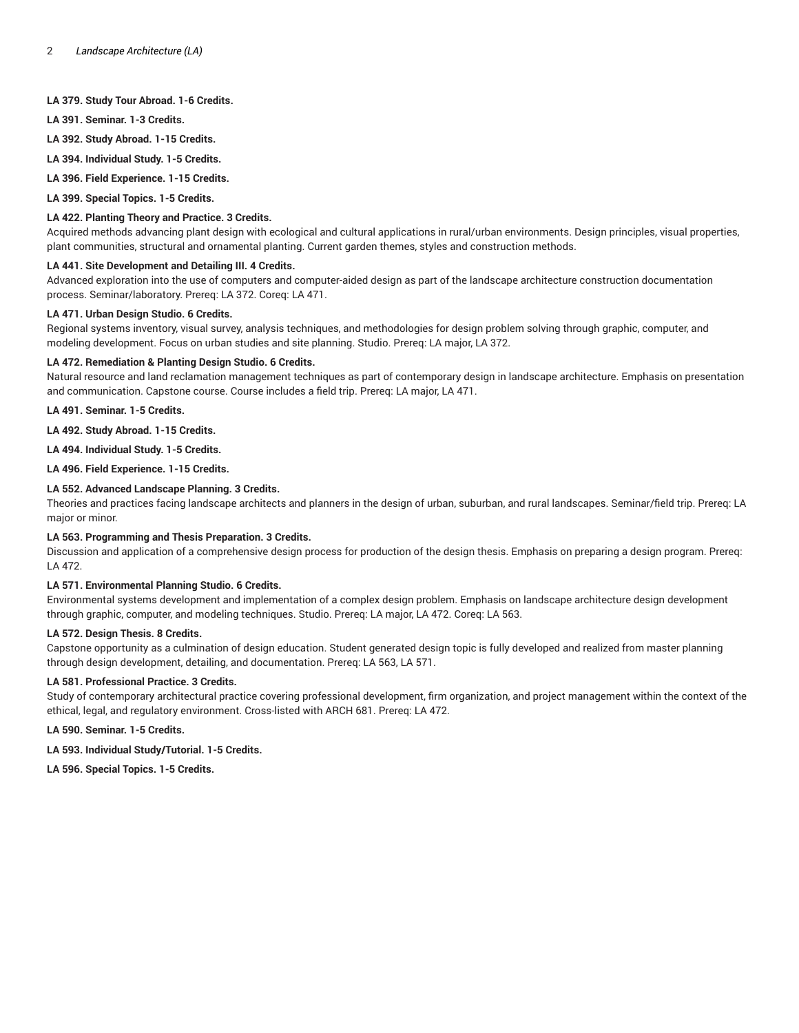**LA 379. Study Tour Abroad. 1-6 Credits.**

**LA 391. Seminar. 1-3 Credits.**

**LA 392. Study Abroad. 1-15 Credits.**

**LA 394. Individual Study. 1-5 Credits.**

**LA 396. Field Experience. 1-15 Credits.**

**LA 399. Special Topics. 1-5 Credits.**

**LA 422. Planting Theory and Practice. 3 Credits.**
Acquired methods advancing plant design with ecological and cultural applications in rural/urban environments. Design principles, visual properties, plant communities, structural and ornamental planting. Current garden themes, styles and construction methods.

**LA 441. Site Development and Detailing III. 4 Credits.**
Advanced exploration into the use of computers and computer-aided design as part of the landscape architecture construction documentation process. Seminar/laboratory. Prereq: LA 372. Coreq: LA 471.

**LA 471. Urban Design Studio. 6 Credits.**
Regional systems inventory, visual survey, analysis techniques, and methodologies for design problem solving through graphic, computer, and modeling development. Focus on urban studies and site planning. Studio. Prereq: LA major, LA 372.

**LA 472. Remediation & Planting Design Studio. 6 Credits.**
Natural resource and land reclamation management techniques as part of contemporary design in landscape architecture. Emphasis on presentation and communication. Capstone course. Course includes a field trip. Prereq: LA major, LA 471.

**LA 491. Seminar. 1-5 Credits.**

**LA 492. Study Abroad. 1-15 Credits.**

**LA 494. Individual Study. 1-5 Credits.**

**LA 496. Field Experience. 1-15 Credits.**

**LA 552. Advanced Landscape Planning. 3 Credits.**
Theories and practices facing landscape architects and planners in the design of urban, suburban, and rural landscapes. Seminar/field trip. Prereq: LA major or minor.

**LA 563. Programming and Thesis Preparation. 3 Credits.**
Discussion and application of a comprehensive design process for production of the design thesis. Emphasis on preparing a design program. Prereq: LA 472.

**LA 571. Environmental Planning Studio. 6 Credits.**
Environmental systems development and implementation of a complex design problem. Emphasis on landscape architecture design development through graphic, computer, and modeling techniques. Studio. Prereq: LA major, LA 472. Coreq: LA 563.

**LA 572. Design Thesis. 8 Credits.**
Capstone opportunity as a culmination of design education. Student generated design topic is fully developed and realized from master planning through design development, detailing, and documentation. Prereq: LA 563, LA 571.

**LA 581. Professional Practice. 3 Credits.**
Study of contemporary architectural practice covering professional development, firm organization, and project management within the context of the ethical, legal, and regulatory environment. Cross-listed with ARCH 681. Prereq: LA 472.

**LA 590. Seminar. 1-5 Credits.**

**LA 593. Individual Study/Tutorial. 1-5 Credits.**

**LA 596. Special Topics. 1-5 Credits.**